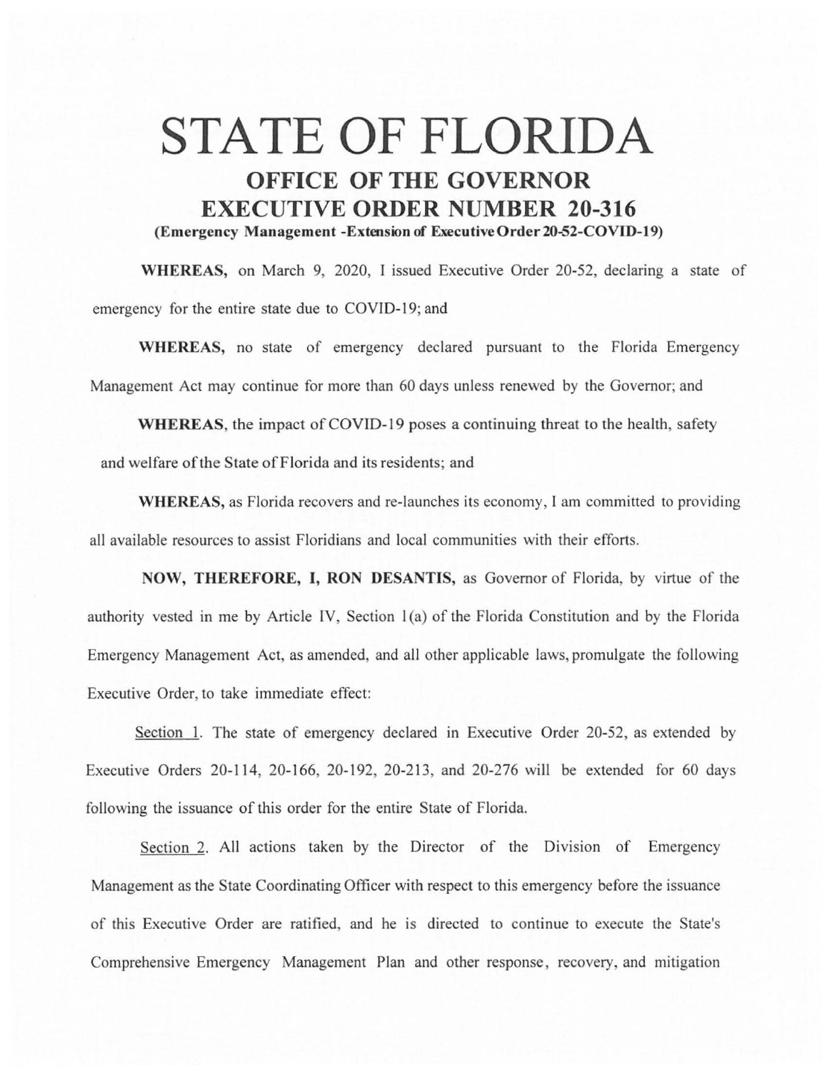# STATE OF FLORIDA

## OFFICE OF THE GOVERNOR

## EXECUTIVE ORDER NUMBER 20-316

**(Emergency Management -Extension of Executive Order 20-52-COVID-19)**

**WHEREAS,** on March 9, 2020, I issued Executive Order 20-52, declaring a state of emergency for the entire state due to COVID-19; and

**WHEREAS,** no state of emergency declared pursuant to the Florida Emergency Management Act may continue for more than 60 days unless renewed by the Governor; and

**WHEREAS**, the impact of COVID-19 poses a continuing threat to the health, safety and welfare of the State of Florida and its residents; and

**WHEREAS,** as Florida recovers and re-launches its economy, I am committed to providing all available resources to assist Floridians and local communities with their efforts.

**NOW, THEREFORE, I, RON DESANTIS,** as Governor of Florida, by virtue of the authority vested in me by Article IV, Section 1(a) of the Florida Constitution and by the Florida Emergency Management Act, as amended, and all other applicable laws, promulgate the following Executive Order, to take immediate effect:

Section 1. The state of emergency declared in Executive Order 20-52, as extended by Executive Orders 20-114, 20-166, 20-192, 20-213, and 20-276 will be extended for 60 days following the issuance of this order for the entire State of Florida.

Section 2. All actions taken by the Director of the Division of Emergency Management as the State Coordinating Officer with respect to this emergency before the issuance of this Executive Order are ratified, and he is directed to continue to execute the State's Comprehensive Emergency Management Plan and other response, recovery, and mitigation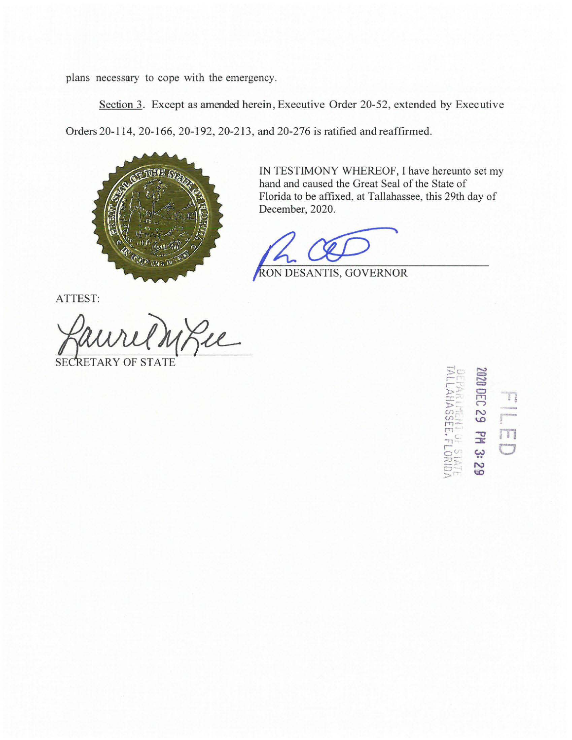plans necessary to cope with the emergency.

Section 3. Except as amended herein, Executive Order 20-52, extended by Executive Orders 20-114, 20-166, 20-192, 20-213, and 20-276 is ratified and reaffirmed.

IN TESTIMONY WHEREOF, I have hereunto set my hand and caused the Great Seal of the State of Florida to be affixed, at Tallahassee, this 29th day of December, 2020.

RON DESANTIS, GOVERNOR

ATTEST:

SECRETARY OF STATE

FILED

2020 DEC 29 PM 3:29

DEPARTMENT OF STATE
TALLAHASSEE, FLORIDA